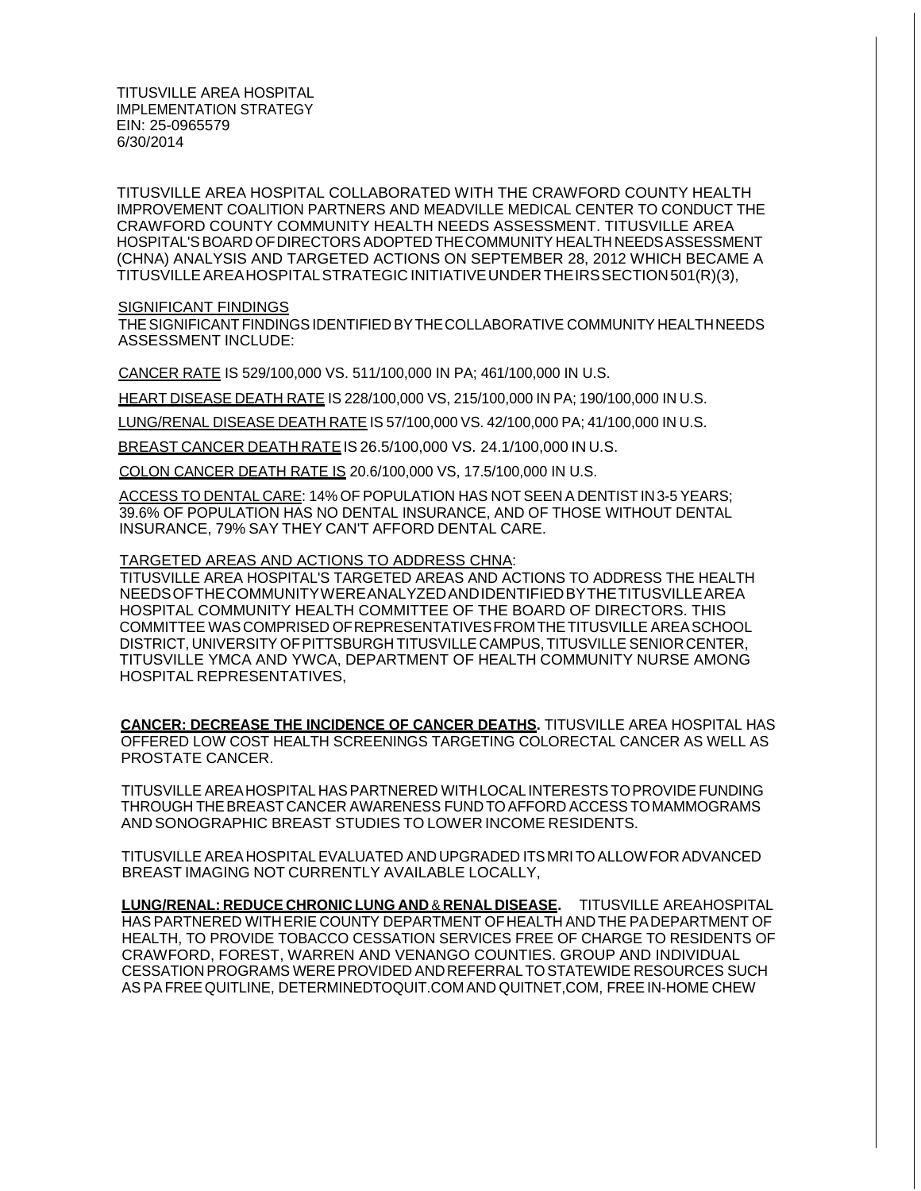TITUSVILLE AREA HOSPITAL
IMPLEMENTATION STRATEGY
EIN: 25-0965579
6/30/2014

TITUSVILLE AREA HOSPITAL COLLABORATED WITH THE CRAWFORD COUNTY HEALTH IMPROVEMENT COALITION PARTNERS AND MEADVILLE MEDICAL CENTER TO CONDUCT THE CRAWFORD COUNTY COMMUNITY HEALTH NEEDS ASSESSMENT. TITUSVILLE AREA HOSPITAL'S BOARD OF DIRECTORS ADOPTED THE COMMUNITY HEALTH NEEDS ASSESSMENT (CHNA) ANALYSIS AND TARGETED ACTIONS ON SEPTEMBER 28, 2012 WHICH BECAME A TITUSVILLE AREA HOSPITAL STRATEGIC INITIATIVE UNDER THE IRS SECTION 501(R)(3),

SIGNIFICANT FINDINGS

THE SIGNIFICANT FINDINGS IDENTIFIED BY THE COLLABORATIVE COMMUNITY HEALTH NEEDS ASSESSMENT INCLUDE:

CANCER RATE IS 529/100,000 VS. 511/100,000 IN PA; 461/100,000 IN U.S.

HEART DISEASE DEATH RATE IS 228/100,000 VS, 215/100,000 IN PA; 190/100,000 IN U.S.

LUNG/RENAL DISEASE DEATH RATE IS 57/100,000 VS. 42/100,000 PA; 41/100,000 IN U.S.

BREAST CANCER DEATH RATE IS 26.5/100,000 VS. 24.1/100,000 IN U.S.

COLON CANCER DEATH RATE IS 20.6/100,000 VS, 17.5/100,000 IN U.S.

ACCESS TO DENTAL CARE: 14% OF POPULATION HAS NOT SEEN A DENTIST IN 3-5 YEARS; 39.6% OF POPULATION HAS NO DENTAL INSURANCE, AND OF THOSE WITHOUT DENTAL INSURANCE, 79% SAY THEY CAN'T AFFORD DENTAL CARE.

TARGETED AREAS AND ACTIONS TO ADDRESS CHNA:

TITUSVILLE AREA HOSPITAL'S TARGETED AREAS AND ACTIONS TO ADDRESS THE HEALTH NEEDS OF THE COMMUNITY WERE ANALYZED AND IDENTIFIED BY THE TITUSVILLE AREA HOSPITAL COMMUNITY HEALTH COMMITTEE OF THE BOARD OF DIRECTORS. THIS COMMITTEE WAS COMPRISED OF REPRESENTATIVES FROM THE TITUSVILLE AREA SCHOOL DISTRICT, UNIVERSITY OF PITTSBURGH TITUSVILLE CAMPUS, TITUSVILLE SENIOR CENTER, TITUSVILLE YMCA AND YWCA, DEPARTMENT OF HEALTH COMMUNITY NURSE AMONG HOSPITAL REPRESENTATIVES,

**CANCER: DECREASE THE INCIDENCE OF CANCER DEATHS.** TITUSVILLE AREA HOSPITAL HAS OFFERED LOW COST HEALTH SCREENINGS TARGETING COLORECTAL CANCER AS WELL AS PROSTATE CANCER.

TITUSVILLE AREA HOSPITAL HAS PARTNERED WITH LOCAL INTERESTS TO PROVIDE FUNDING THROUGH THE BREAST CANCER AWARENESS FUND TO AFFORD ACCESS TO MAMMOGRAMS AND SONOGRAPHIC BREAST STUDIES TO LOWER INCOME RESIDENTS.

TITUSVILLE AREA HOSPITAL EVALUATED AND UPGRADED ITS MRI TO ALLOW FOR ADVANCED BREAST IMAGING NOT CURRENTLY AVAILABLE LOCALLY,

**LUNG/RENAL: REDUCE CHRONIC LUNG AND & RENAL DISEASE.** TITUSVILLE AREAHOSPITAL HAS PARTNERED WITH ERIE COUNTY DEPARTMENT OF HEALTH AND THE PA DEPARTMENT OF HEALTH, TO PROVIDE TOBACCO CESSATION SERVICES FREE OF CHARGE TO RESIDENTS OF CRAWFORD, FOREST, WARREN AND VENANGO COUNTIES. GROUP AND INDIVIDUAL CESSATION PROGRAMS WERE PROVIDED AND REFERRAL TO STATEWIDE RESOURCES SUCH AS PA FREE QUITLINE, DETERMINEDTOQUIT.COM AND QUITNET,COM, FREE IN-HOME CHEW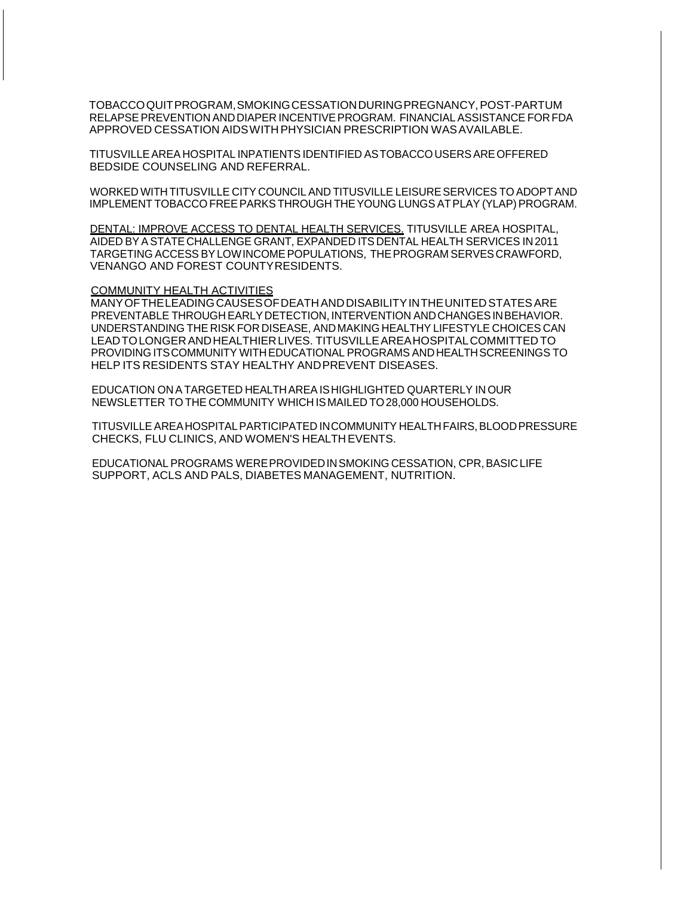TOBACCO QUIT PROGRAM, SMOKING CESSATION DURING PREGNANCY, POST-PARTUM RELAPSE PREVENTION AND DIAPER INCENTIVE PROGRAM. FINANCIAL ASSISTANCE FOR FDA APPROVED CESSATION AIDS WITH PHYSICIAN PRESCRIPTION WAS AVAILABLE.

TITUSVILLE AREA HOSPITAL INPATIENTS IDENTIFIED AS TOBACCO USERS ARE OFFERED BEDSIDE COUNSELING AND REFERRAL.

WORKED WITH TITUSVILLE CITY COUNCIL AND TITUSVILLE LEISURE SERVICES TO ADOPT AND IMPLEMENT TOBACCO FREE PARKS THROUGH THE YOUNG LUNGS AT PLAY (YLAP) PROGRAM.

DENTAL: IMPROVE ACCESS TO DENTAL HEALTH SERVICES. TITUSVILLE AREA HOSPITAL, AIDED BY A STATE CHALLENGE GRANT, EXPANDED ITS DENTAL HEALTH SERVICES IN 2011 TARGETING ACCESS BY LOW INCOME POPULATIONS, THE PROGRAM SERVES CRAWFORD, VENANGO AND FOREST COUNTY RESIDENTS.

COMMUNITY HEALTH ACTIVITIES

MANY OF THE LEADING CAUSES OF DEATH AND DISABILITY IN THE UNITED STATES ARE PREVENTABLE THROUGH EARLY DETECTION, INTERVENTION AND CHANGES IN BEHAVIOR. UNDERSTANDING THE RISK FOR DISEASE, AND MAKING HEALTHY LIFESTYLE CHOICES CAN LEAD TO LONGER AND HEALTHIER LIVES. TITUSVILLE AREA HOSPITAL COMMITTED TO PROVIDING ITS COMMUNITY WITH EDUCATIONAL PROGRAMS AND HEALTH SCREENINGS TO HELP ITS RESIDENTS STAY HEALTHY AND PREVENT DISEASES.

EDUCATION ON A TARGETED HEALTH AREA IS HIGHLIGHTED QUARTERLY IN OUR NEWSLETTER TO THE COMMUNITY WHICH IS MAILED TO 28,000 HOUSEHOLDS.

TITUSVILLE AREA HOSPITAL PARTICIPATED IN COMMUNITY HEALTH FAIRS, BLOOD PRESSURE CHECKS, FLU CLINICS, AND WOMEN'S HEALTH EVENTS.

EDUCATIONAL PROGRAMS WERE PROVIDED IN SMOKING CESSATION, CPR, BASIC LIFE SUPPORT, ACLS AND PALS, DIABETES MANAGEMENT, NUTRITION.